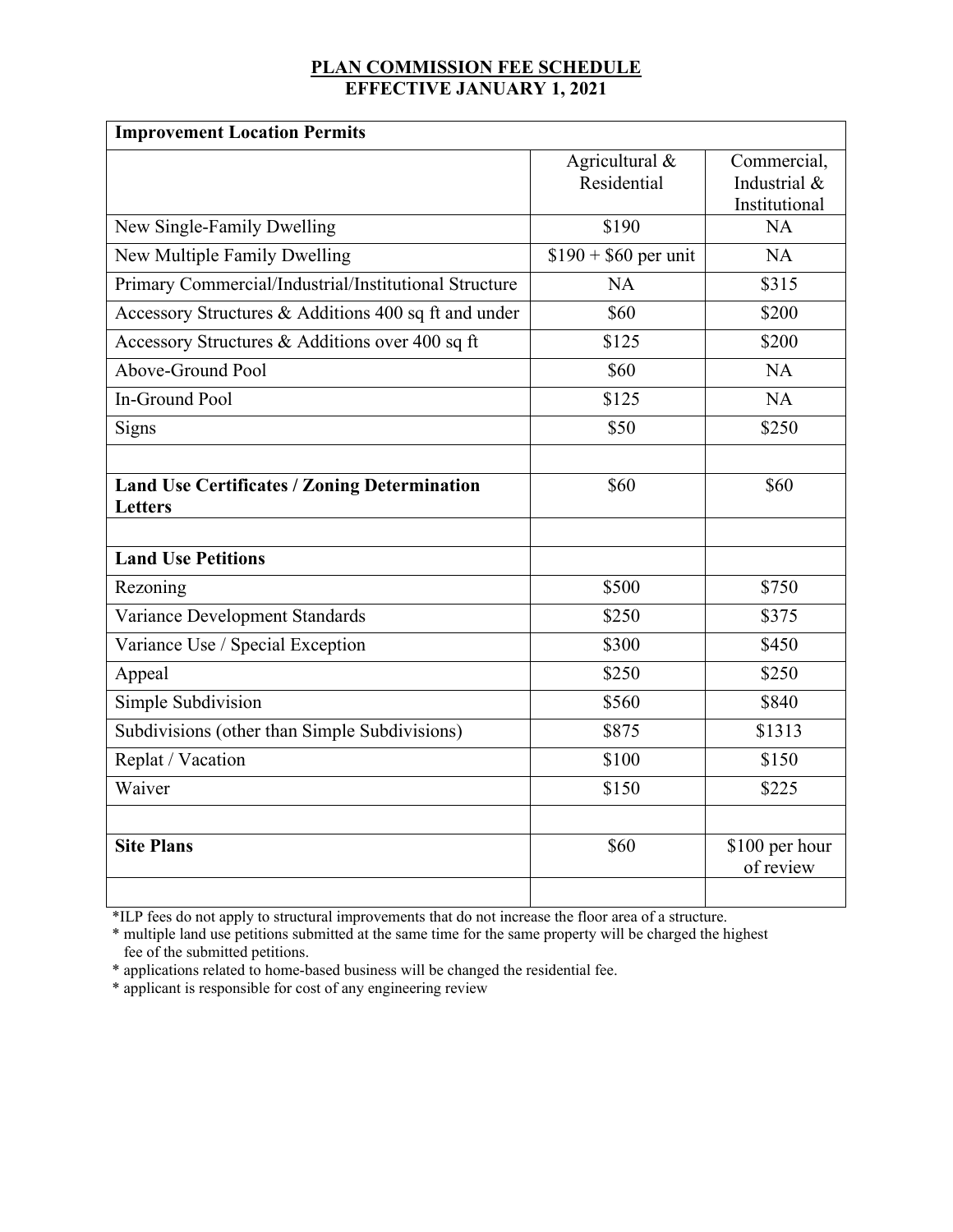**PLAN COMMISSION FEE SCHEDULE**
**EFFECTIVE JANUARY 1, 2021**

| **Improvement Location Permits** | | |
|---|---|---|
| | Agricultural & Residential | Commercial, Industrial & Institutional |
| New Single-Family Dwelling | $190 | NA |
| New Multiple Family Dwelling | $190 + $60 per unit | NA |
| Primary Commercial/Industrial/Institutional Structure | NA | $315 |
| Accessory Structures & Additions 400 sq ft and under | $60 | $200 |
| Accessory Structures & Additions over 400 sq ft | $125 | $200 |
| Above-Ground Pool | $60 | NA |
| In-Ground Pool | $125 | NA |
| Signs | $50 | $250 |
| | | |
| **Land Use Certificates / Zoning Determination Letters** | $60 | $60 |
| | | |
| **Land Use Petitions** | | |
| Rezoning | $500 | $750 |
| Variance Development Standards | $250 | $375 |
| Variance Use / Special Exception | $300 | $450 |
| Appeal | $250 | $250 |
| Simple Subdivision | $560 | $840 |
| Subdivisions (other than Simple Subdivisions) | $875 | $1313 |
| Replat / Vacation | $100 | $150 |
| Waiver | $150 | $225 |
| | | |
| **Site Plans** | $60 | $100 per hour of review |
| | | |

*ILP fees do not apply to structural improvements that do not increase the floor area of a structure.

* multiple land use petitions submitted at the same time for the same property will be charged the highest fee of the submitted petitions.

* applications related to home-based business will be changed the residential fee.

* applicant is responsible for cost of any engineering review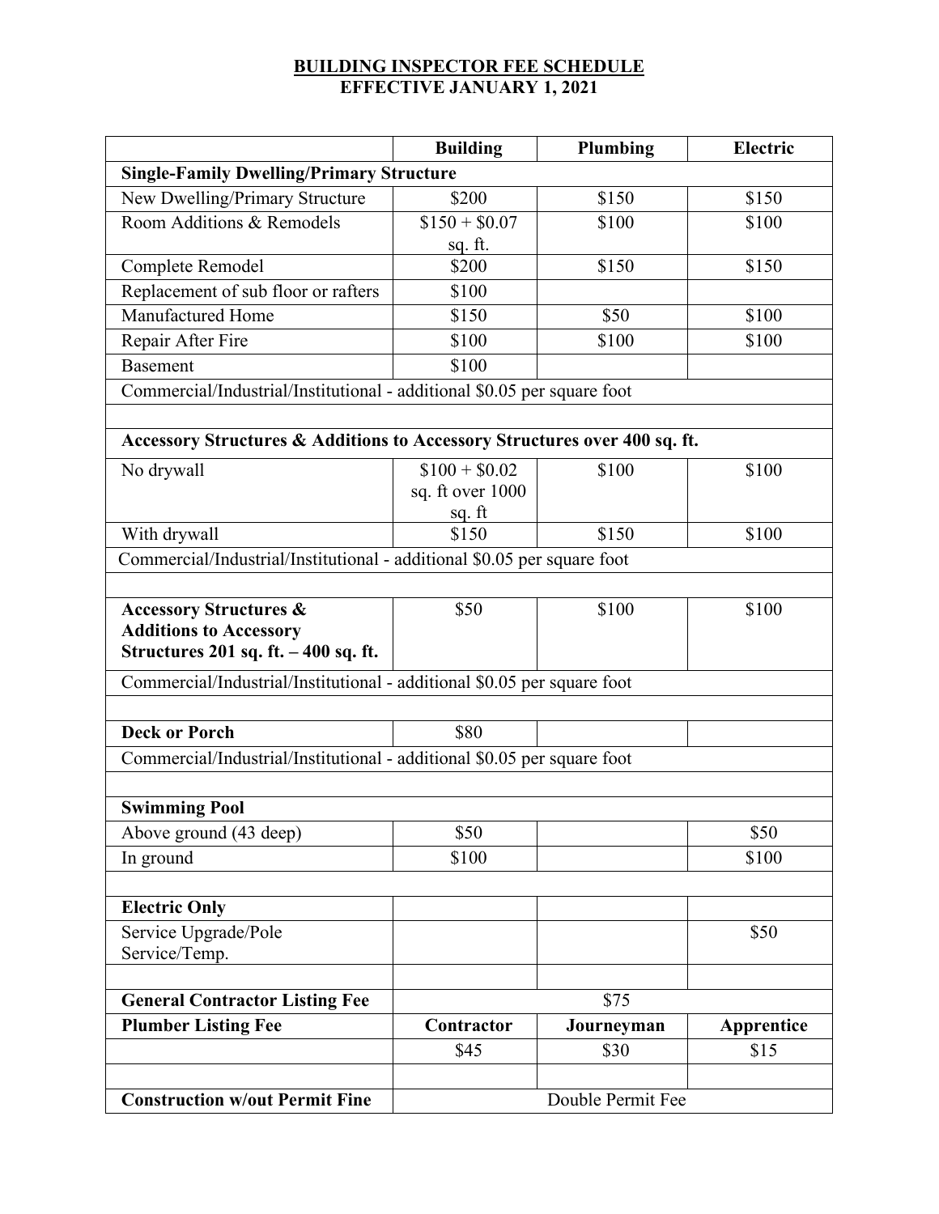**BUILDING INSPECTOR FEE SCHEDULE**
**EFFECTIVE JANUARY 1, 2021**

| | Building | Plumbing | Electric |
|---|---|---|---|
| **Single-Family Dwelling/Primary Structure** | | | |
| New Dwelling/Primary Structure | $200 | $150 | $150 |
| Room Additions & Remodels | $150 + $0.07 sq. ft. | $100 | $100 |
| Complete Remodel | $200 | $150 | $150 |
| Replacement of sub floor or rafters | $100 | | |
| Manufactured Home | $150 | $50 | $100 |
| Repair After Fire | $100 | $100 | $100 |
| Basement | $100 | | |
| Commercial/Industrial/Institutional - additional $0.05 per square foot | | | |
| | | | |
| **Accessory Structures & Additions to Accessory Structures over 400 sq. ft.** | | | |
| No drywall | $100 + $0.02 sq. ft over 1000 sq. ft | $100 | $100 |
| With drywall | $150 | $150 | $100 |
| Commercial/Industrial/Institutional - additional $0.05 per square foot | | | |
| | | | |
| **Accessory Structures & Additions to Accessory Structures 201 sq. ft. – 400 sq. ft.** | $50 | $100 | $100 |
| Commercial/Industrial/Institutional - additional $0.05 per square foot | | | |
| | | | |
| **Deck or Porch** | $80 | | |
| Commercial/Industrial/Institutional - additional $0.05 per square foot | | | |
| | | | |
| **Swimming Pool** | | | |
| Above ground (43 deep) | $50 | | $50 |
| In ground | $100 | | $100 |
| | | | |
| **Electric Only** | | | |
| Service Upgrade/Pole Service/Temp. | | | $50 |
| | | | |
| **General Contractor Listing Fee** | $75 | | |
| **Plumber Listing Fee** | **Contractor** | **Journeyman** | **Apprentice** |
| | $45 | $30 | $15 |
| | | | |
| **Construction w/out Permit Fine** | Double Permit Fee | | |